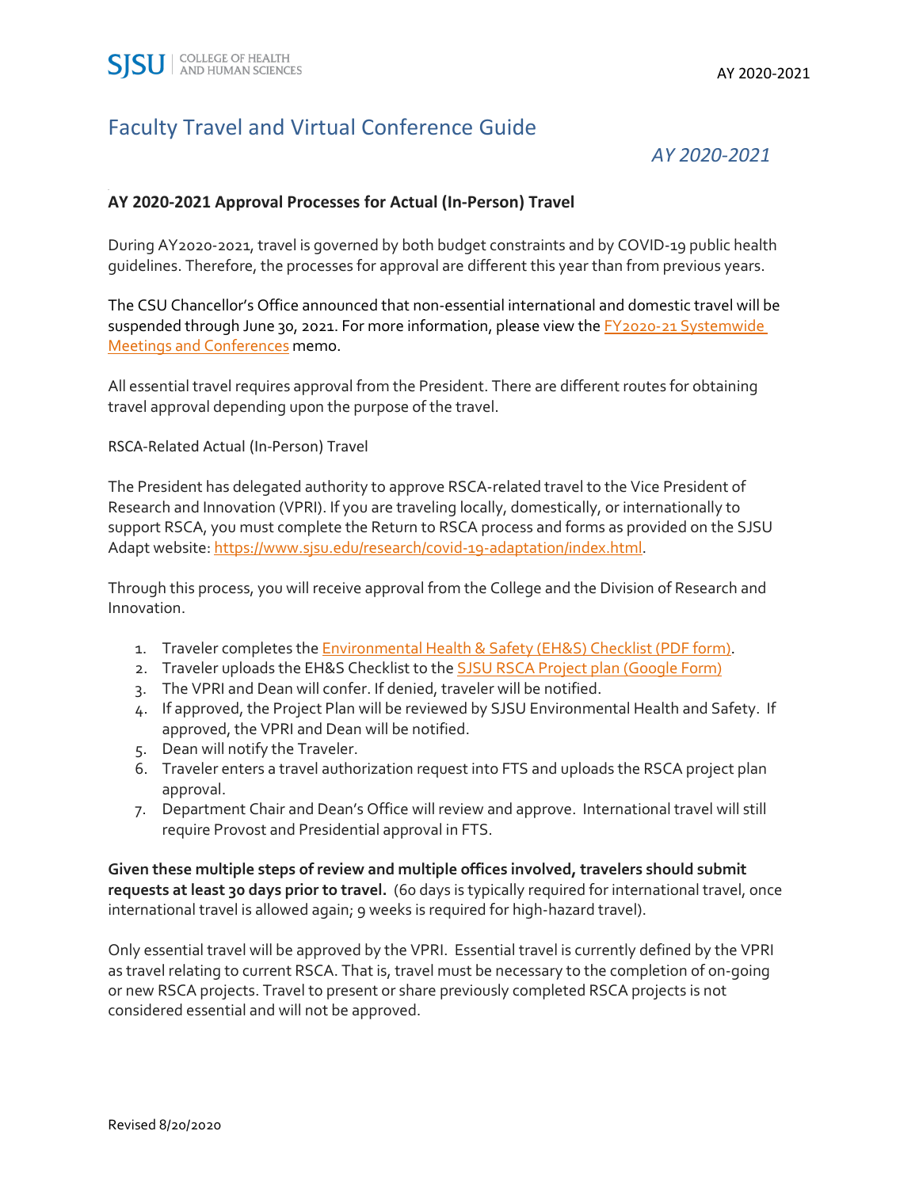# Faculty Travel and Virtual Conference Guide

*AY 2020-2021*

### AY 2020-2021 Approval Processes for Actual (In-Person) Travel

During AY2020-2021, travel is governed by both budget constraints and by COVID-19 public health guidelines. Therefore, the processes for approval are different this year than from previous years.

The CSU Chancellor's Office announced that non-essential international and domestic travel will be suspended through June 30, 2021. For more information, please view the FY2020-21 Systemwide Meetings and Conferences memo.

All essential travel requires approval from the President. There are different routes for obtaining travel approval depending upon the purpose of the travel.

RSCA-Related Actual (In-Person) Travel

The President has delegated authority to approve RSCA-related travel to the Vice President of Research and Innovation (VPRI). If you are traveling locally, domestically, or internationally to support RSCA, you must complete the Return to RSCA process and forms as provided on the SJSU Adapt website: https://www.sjsu.edu/research/covid-19-adaptation/index.html.

Through this process, you will receive approval from the College and the Division of Research and Innovation.

1. Traveler completes the Environmental Health & Safety (EH&S) Checklist (PDF form).
2. Traveler uploads the EH&S Checklist to the SJSU RSCA Project plan (Google Form)
3. The VPRI and Dean will confer. If denied, traveler will be notified.
4. If approved, the Project Plan will be reviewed by SJSU Environmental Health and Safety. If approved, the VPRI and Dean will be notified.
5. Dean will notify the Traveler.
6. Traveler enters a travel authorization request into FTS and uploads the RSCA project plan approval.
7. Department Chair and Dean's Office will review and approve. International travel will still require Provost and Presidential approval in FTS.

**Given these multiple steps of review and multiple offices involved, travelers should submit requests at least 30 days prior to travel.** (60 days is typically required for international travel, once international travel is allowed again; 9 weeks is required for high-hazard travel).

Only essential travel will be approved by the VPRI. Essential travel is currently defined by the VPRI as travel relating to current RSCA. That is, travel must be necessary to the completion of on-going or new RSCA projects. Travel to present or share previously completed RSCA projects is not considered essential and will not be approved.

Revised 8/20/2020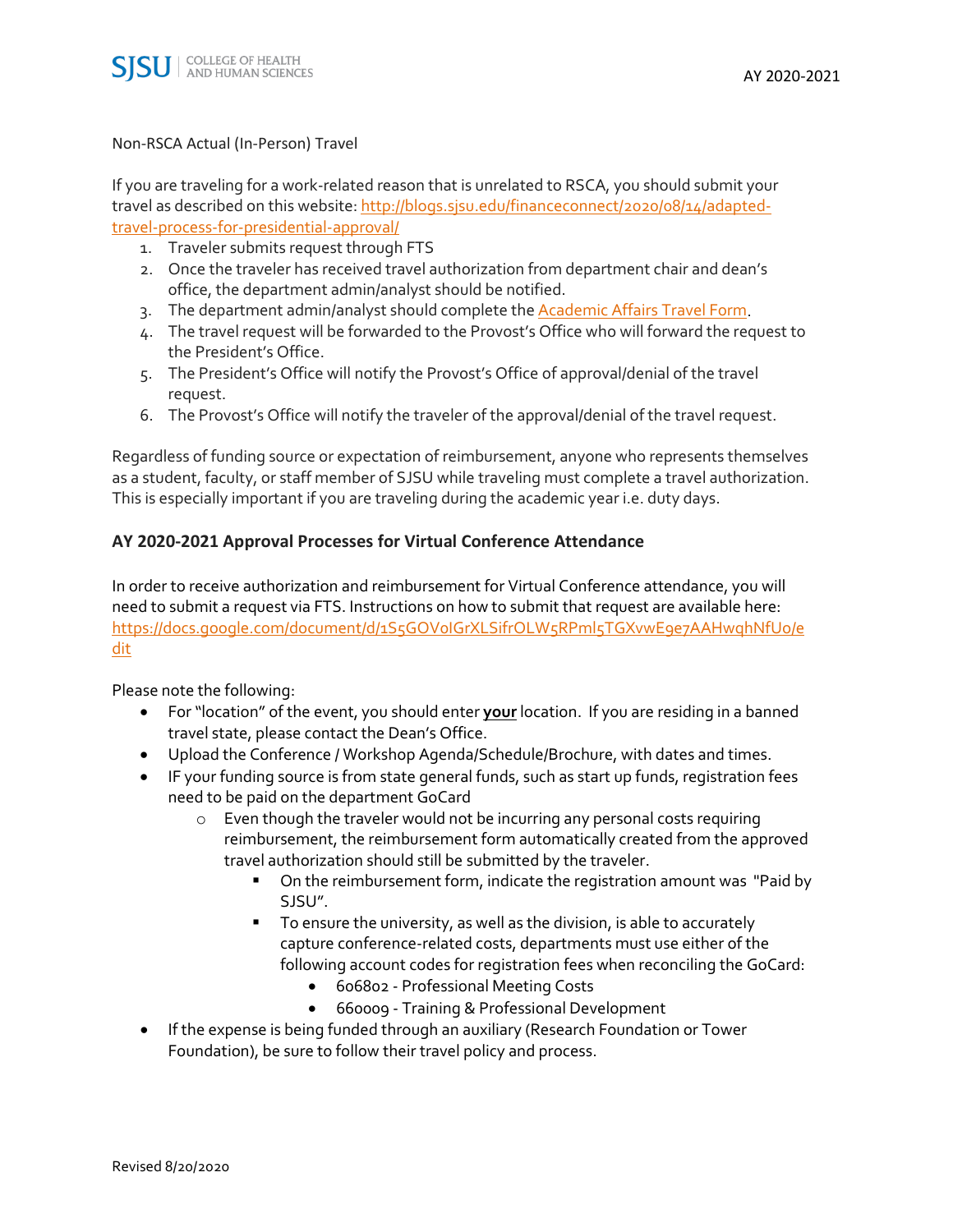Non-RSCA Actual (In-Person) Travel

If you are traveling for a work-related reason that is unrelated to RSCA, you should submit your travel as described on this website: [http://blogs.sjsu.edu/financeconnect/2020/08/14/adapted-travel-process-for-presidential-approval/](http://blogs.sjsu.edu/financeconnect/2020/08/14/adapted-travel-process-for-presidential-approval/)

1. Traveler submits request through FTS
2. Once the traveler has received travel authorization from department chair and dean's office, the department admin/analyst should be notified.
3. The department admin/analyst should complete the Academic Affairs Travel Form.
4. The travel request will be forwarded to the Provost's Office who will forward the request to the President's Office.
5. The President's Office will notify the Provost's Office of approval/denial of the travel request.
6. The Provost's Office will notify the traveler of the approval/denial of the travel request.

Regardless of funding source or expectation of reimbursement, anyone who represents themselves as a student, faculty, or staff member of SJSU while traveling must complete a travel authorization. This is especially important if you are traveling during the academic year i.e. duty days.

### AY 2020-2021 Approval Processes for Virtual Conference Attendance

In order to receive authorization and reimbursement for Virtual Conference attendance, you will need to submit a request via FTS. Instructions on how to submit that request are available here: [https://docs.google.com/document/d/1S5GOVoIGrXLSifrOLW5RPml5TGXvwE9e7AAHwqhNfU0/edit](https://docs.google.com/document/d/1S5GOVoIGrXLSifrOLW5RPml5TGXvwE9e7AAHwqhNfU0/edit)

Please note the following:

- For "location" of the event, you should enter **your** location. If you are residing in a banned travel state, please contact the Dean's Office.
- Upload the Conference / Workshop Agenda/Schedule/Brochure, with dates and times.
- IF your funding source is from state general funds, such as start up funds, registration fees need to be paid on the department GoCard
  - Even though the traveler would not be incurring any personal costs requiring reimbursement, the reimbursement form automatically created from the approved travel authorization should still be submitted by the traveler.
    - On the reimbursement form, indicate the registration amount was "Paid by SJSU".
    - To ensure the university, as well as the division, is able to accurately capture conference-related costs, departments must use either of the following account codes for registration fees when reconciling the GoCard:
      - 606802 - Professional Meeting Costs
      - 660009 - Training & Professional Development
- If the expense is being funded through an auxiliary (Research Foundation or Tower Foundation), be sure to follow their travel policy and process.

Revised 8/20/2020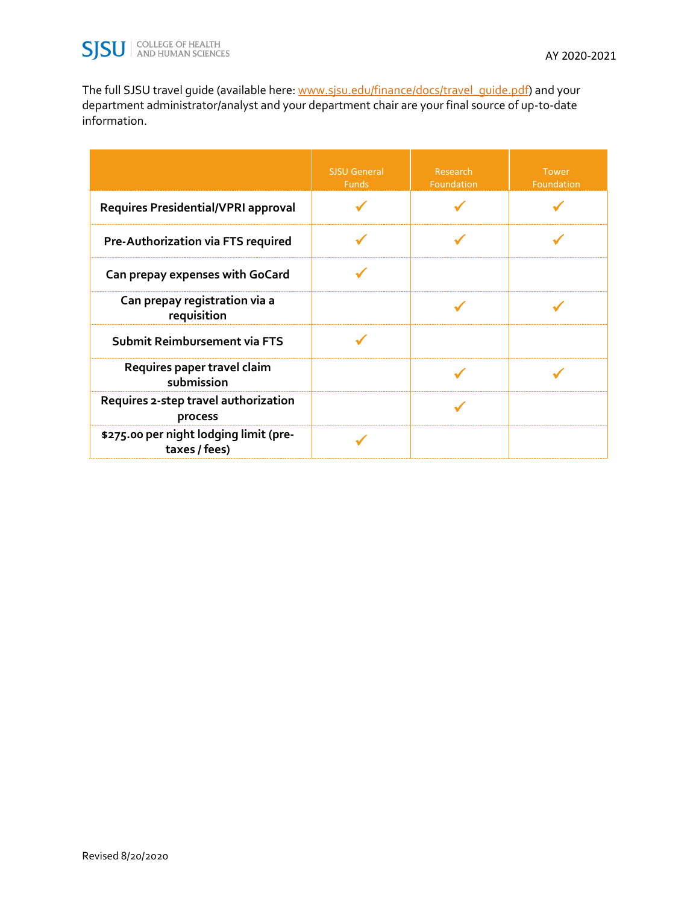The full SJSU travel guide (available here: [www.sjsu.edu/finance/docs/travel_guide.pdf](www.sjsu.edu/finance/docs/travel_guide.pdf)) and your department administrator/analyst and your department chair are your final source of up-to-date information.

| | SJSU General Funds | Research Foundation | Tower Foundation |
|---|---|---|---|
| **Requires Presidential/VPRI approval** | ✓ | ✓ | ✓ |
| **Pre-Authorization via FTS required** | ✓ | ✓ | ✓ |
| **Can prepay expenses with GoCard** | ✓ | | |
| **Can prepay registration via a requisition** | | ✓ | ✓ |
| **Submit Reimbursement via FTS** | ✓ | | |
| **Requires paper travel claim submission** | | ✓ | ✓ |
| **Requires 2-step travel authorization process** | | ✓ | |
| **$275.00 per night lodging limit (pre-taxes / fees)** | ✓ | | |

Revised 8/20/2020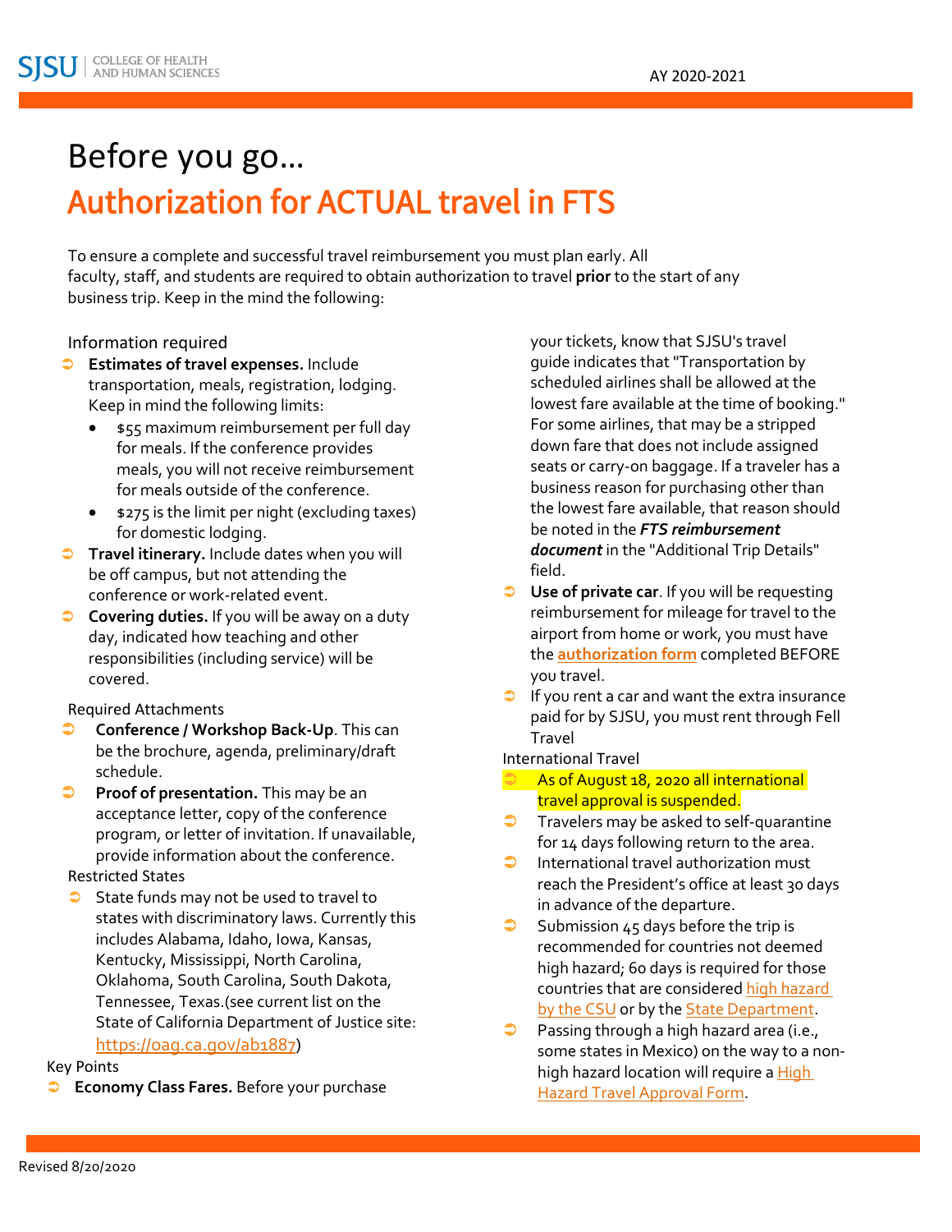# Before you go…

## Authorization for ACTUAL travel in FTS

To ensure a complete and successful travel reimbursement you must plan early. All faculty, staff, and students are required to obtain authorization to travel **prior** to the start of any business trip. Keep in the mind the following:

### Information required

- **Estimates of travel expenses.** Include transportation, meals, registration, lodging. Keep in mind the following limits:
  - $55 maximum reimbursement per full day for meals. If the conference provides meals, you will not receive reimbursement for meals outside of the conference.
  - $275 is the limit per night (excluding taxes) for domestic lodging.
- **Travel itinerary.** Include dates when you will be off campus, but not attending the conference or work-related event.
- **Covering duties.** If you will be away on a duty day, indicated how teaching and other responsibilities (including service) will be covered.

### Required Attachments

- **Conference / Workshop Back-Up**. This can be the brochure, agenda, preliminary/draft schedule.
- **Proof of presentation.** This may be an acceptance letter, copy of the conference program, or letter of invitation. If unavailable, provide information about the conference.

### Restricted States

- State funds may not be used to travel to states with discriminatory laws. Currently this includes Alabama, Idaho, Iowa, Kansas, Kentucky, Mississippi, North Carolina, Oklahoma, South Carolina, South Dakota, Tennessee, Texas.(see current list on the State of California Department of Justice site: https://oag.ca.gov/ab1887)

### Key Points

- **Economy Class Fares.** Before your purchase your tickets, know that SJSU's travel guide indicates that "Transportation by scheduled airlines shall be allowed at the lowest fare available at the time of booking." For some airlines, that may be a stripped down fare that does not include assigned seats or carry-on baggage. If a traveler has a business reason for purchasing other than the lowest fare available, that reason should be noted in the ***FTS reimbursement document*** in the "Additional Trip Details" field.
- **Use of private car**. If you will be requesting reimbursement for mileage for travel to the airport from home or work, you must have the **authorization form** completed BEFORE you travel.
- If you rent a car and want the extra insurance paid for by SJSU, you must rent through Fell Travel

### International Travel

- As of August 18, 2020 all international travel approval is suspended.
- Travelers may be asked to self-quarantine for 14 days following return to the area.
- International travel authorization must reach the President's office at least 30 days in advance of the departure.
- Submission 45 days before the trip is recommended for countries not deemed high hazard; 60 days is required for those countries that are considered high hazard by the CSU or by the State Department.
- Passing through a high hazard area (i.e., some states in Mexico) on the way to a non-high hazard location will require a High Hazard Travel Approval Form.

Revised 8/20/2020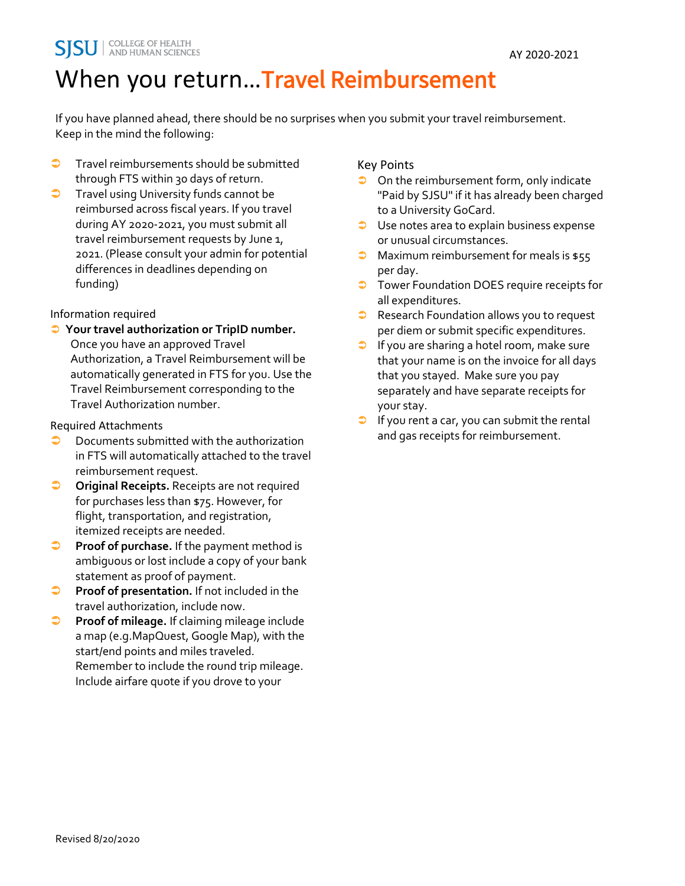# When you return…Travel Reimbursement

If you have planned ahead, there should be no surprises when you submit your travel reimbursement. Keep in the mind the following:

- Travel reimbursements should be submitted through FTS within 30 days of return.
- Travel using University funds cannot be reimbursed across fiscal years. If you travel during AY 2020-2021, you must submit all travel reimbursement requests by June 1, 2021. (Please consult your admin for potential differences in deadlines depending on funding)

Information required

- **Your travel authorization or TripID number.** Once you have an approved Travel Authorization, a Travel Reimbursement will be automatically generated in FTS for you. Use the Travel Reimbursement corresponding to the Travel Authorization number.

Required Attachments

- Documents submitted with the authorization in FTS will automatically attached to the travel reimbursement request.
- **Original Receipts.** Receipts are not required for purchases less than $75. However, for flight, transportation, and registration, itemized receipts are needed.
- **Proof of purchase.** If the payment method is ambiguous or lost include a copy of your bank statement as proof of payment.
- **Proof of presentation.** If not included in the travel authorization, include now.
- **Proof of mileage.** If claiming mileage include a map (e.g.MapQuest, Google Map), with the start/end points and miles traveled. Remember to include the round trip mileage. Include airfare quote if you drove to your

Key Points

- On the reimbursement form, only indicate "Paid by SJSU" if it has already been charged to a University GoCard.
- Use notes area to explain business expense or unusual circumstances.
- Maximum reimbursement for meals is $55 per day.
- Tower Foundation DOES require receipts for all expenditures.
- Research Foundation allows you to request per diem or submit specific expenditures.
- If you are sharing a hotel room, make sure that your name is on the invoice for all days that you stayed. Make sure you pay separately and have separate receipts for your stay.
- If you rent a car, you can submit the rental and gas receipts for reimbursement.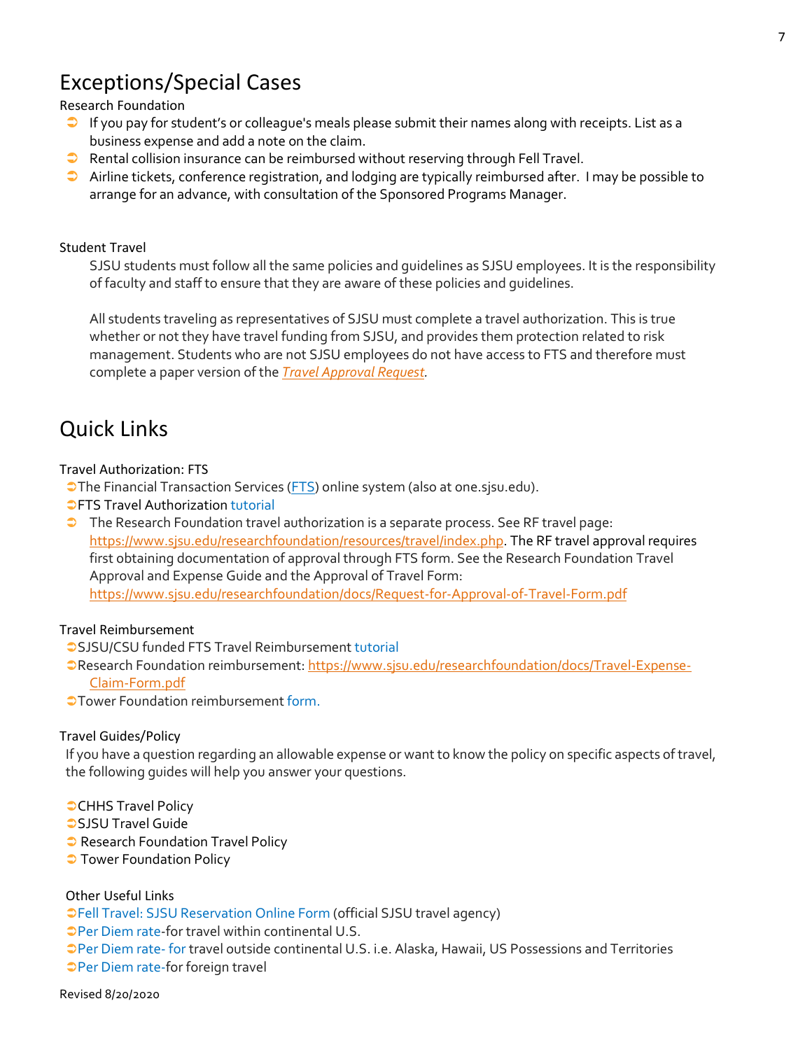# Exceptions/Special Cases

Research Foundation

- If you pay for student's or colleague's meals please submit their names along with receipts. List as a business expense and add a note on the claim.
- Rental collision insurance can be reimbursed without reserving through Fell Travel.
- Airline tickets, conference registration, and lodging are typically reimbursed after. I may be possible to arrange for an advance, with consultation of the Sponsored Programs Manager.

Student Travel

SJSU students must follow all the same policies and guidelines as SJSU employees. It is the responsibility of faculty and staff to ensure that they are aware of these policies and guidelines.

All students traveling as representatives of SJSU must complete a travel authorization. This is true whether or not they have travel funding from SJSU, and provides them protection related to risk management. Students who are not SJSU employees do not have access to FTS and therefore must complete a paper version of the *Travel Approval Request*.

# Quick Links

Travel Authorization: FTS

- The Financial Transaction Services (FTS) online system (also at one.sjsu.edu).
- FTS Travel Authorization tutorial
- The Research Foundation travel authorization is a separate process. See RF travel page: https://www.sjsu.edu/researchfoundation/resources/travel/index.php. The RF travel approval requires first obtaining documentation of approval through FTS form. See the Research Foundation Travel Approval and Expense Guide and the Approval of Travel Form: https://www.sjsu.edu/researchfoundation/docs/Request-for-Approval-of-Travel-Form.pdf

Travel Reimbursement

- SJSU/CSU funded FTS Travel Reimbursement tutorial
- Research Foundation reimbursement: https://www.sjsu.edu/researchfoundation/docs/Travel-Expense-Claim-Form.pdf
- Tower Foundation reimbursement form.

Travel Guides/Policy

If you have a question regarding an allowable expense or want to know the policy on specific aspects of travel, the following guides will help you answer your questions.

- CHHS Travel Policy
- SJSU Travel Guide
- Research Foundation Travel Policy
- Tower Foundation Policy

Other Useful Links

- Fell Travel: SJSU Reservation Online Form (official SJSU travel agency)
- Per Diem rate-for travel within continental U.S.
- Per Diem rate- for travel outside continental U.S. i.e. Alaska, Hawaii, US Possessions and Territories
- Per Diem rate-for foreign travel

Revised 8/20/2020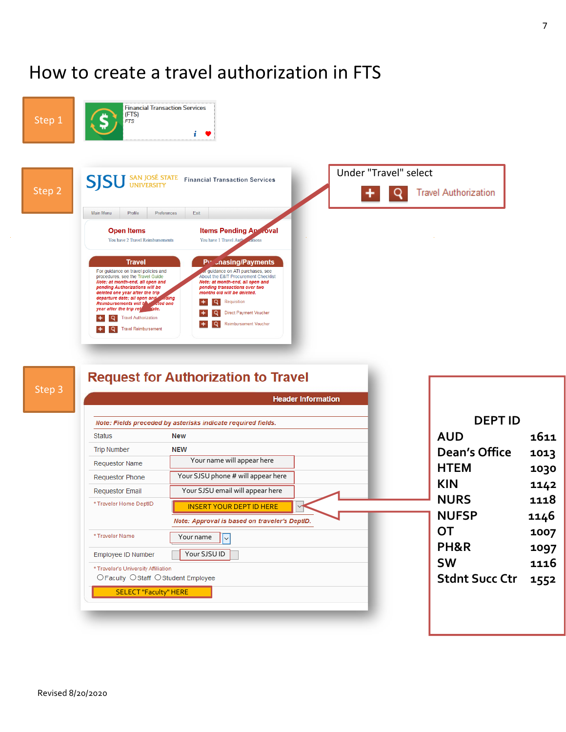# How to create a travel authorization in FTS

**Step 1**

Financial Transaction Services (FTS)
FTS

**Step 2**

SJSU SAN JOSÉ STATE UNIVERSITY — Financial Transaction Services

Main Menu | Profile | Preferences | Exit

**Open Items**
You have 2 Travel Reimbursements

**Items Pending Approval**
You have 1 Travel Authorizations

**Travel**
For guidance on travel policies and procedures, see the Travel Guide
*Note: at month-end, all open and pending Authorizations will be deleted one year after the trip departure date; all open and pending Reimbursements will be deleted one year after the trip return date.*
- Travel Authorization
- Travel Reimbursement

**Purchasing/Payments**
For guidance on ATI purchases, see About the E&IT Procurement Checklist
*Note: at month-end, all open and pending transactions over two months old will be deleted.*
- Requisition
- Direct Payment Voucher
- Reimbursement Voucher

Under "Travel" select **Travel Authorization**

**Step 3**

## Request for Authorization to Travel

**Header Information**

*Note: Fields preceded by asterisks indicate required fields.*

| Field | Value |
|---|---|
| Status | New |
| Trip Number | NEW |
| Requestor Name | Your name will appear here |
| Requestor Phone | Your SJSU phone # will appear here |
| Requestor Email | Your SJSU email will appear here |
| * Traveler Home DeptID | INSERT YOUR DEPT ID HERE |
| | *Note: Approval is based on traveler's DeptID.* |
| * Traveler Name | Your name |
| Employee ID Number | Your SJSU ID |
| * Traveler's University Affiliation | ○ Faculty ○ Staff ○ Student Employee |
| | SELECT "Faculty" HERE |

| DEPT ID | |
|---|---|
| AUD | 1611 |
| Dean's Office | 1013 |
| HTEM | 1030 |
| KIN | 1142 |
| NURS | 1118 |
| NUFSP | 1146 |
| OT | 1007 |
| PH&R | 1097 |
| SW | 1116 |
| Stdnt Succ Ctr | 1552 |

Revised 8/20/2020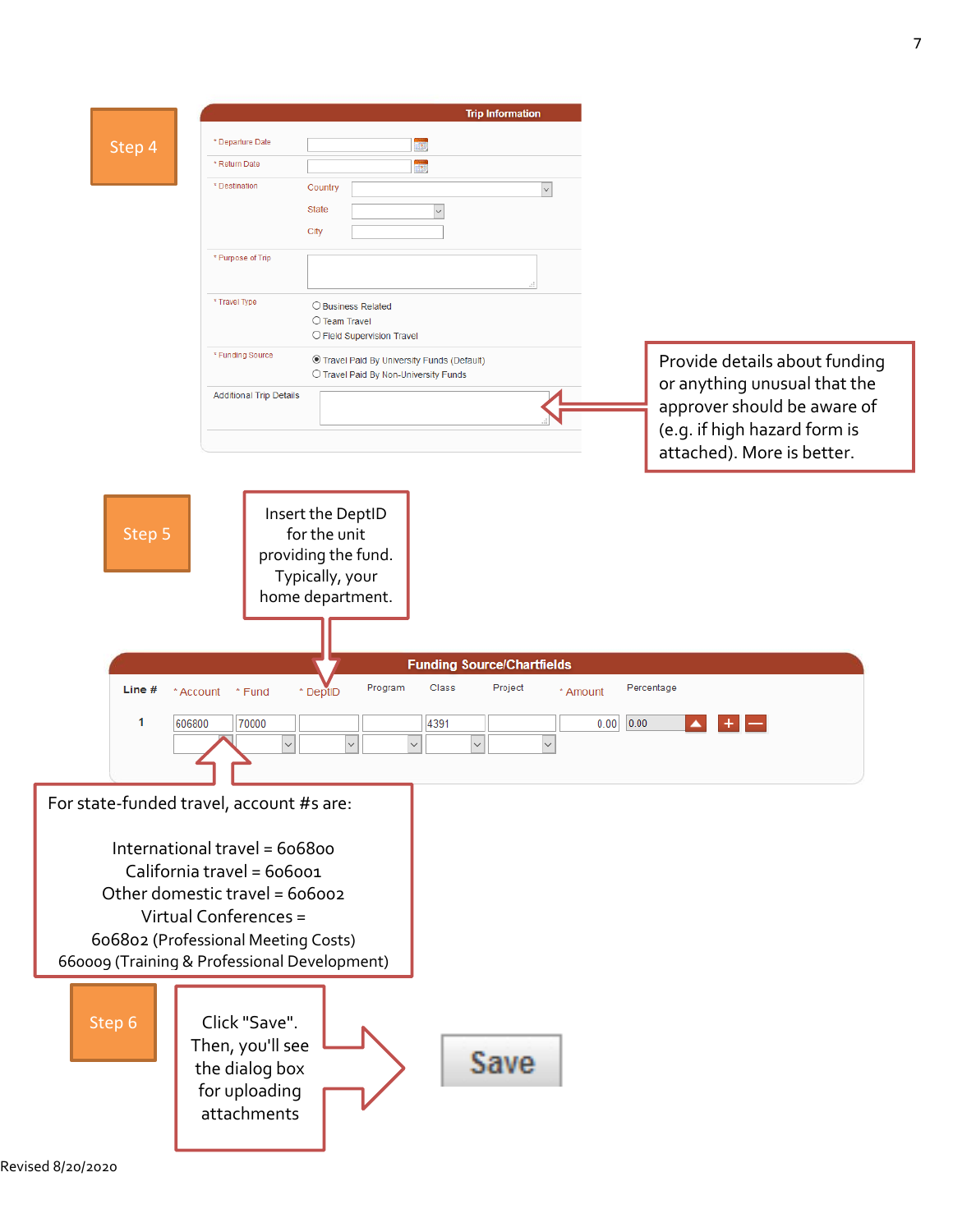**Step 4**

**Trip Information**

| | | |
|---|---|---|
| * Departure Date | | |
| * Return Date | | |
| * Destination | Country | |
| | State | |
| | City | |
| * Purpose of Trip | | |
| * Travel Type | ○ Business Related | |
| | ○ Team Travel | |
| | ○ Field Supervision Travel | |
| * Funding Source | ◉ Travel Paid By University Funds (Default) | |
| | ○ Travel Paid By Non-University Funds | |
| Additional Trip Details | | |

Provide details about funding or anything unusual that the approver should be aware of (e.g. if high hazard form is attached). More is better.

**Step 5**

Insert the DeptID for the unit providing the fund. Typically, your home department.

**Funding Source/Chartfields**

| Line # | * Account | * Fund | * DeptID | Program | Class | Project | * Amount | Percentage |
|---|---|---|---|---|---|---|---|---|
| 1 | 606800 | 70000 | | | 4391 | | 0.00 | 0.00 |

For state-funded travel, account #s are:

International travel = 606800
California travel = 606001
Other domestic travel = 606002
Virtual Conferences =
606802 (Professional Meeting Costs)
660009 (Training & Professional Development)

**Step 6**

Click "Save". Then, you'll see the dialog box for uploading attachments

**Save**

Revised 8/20/2020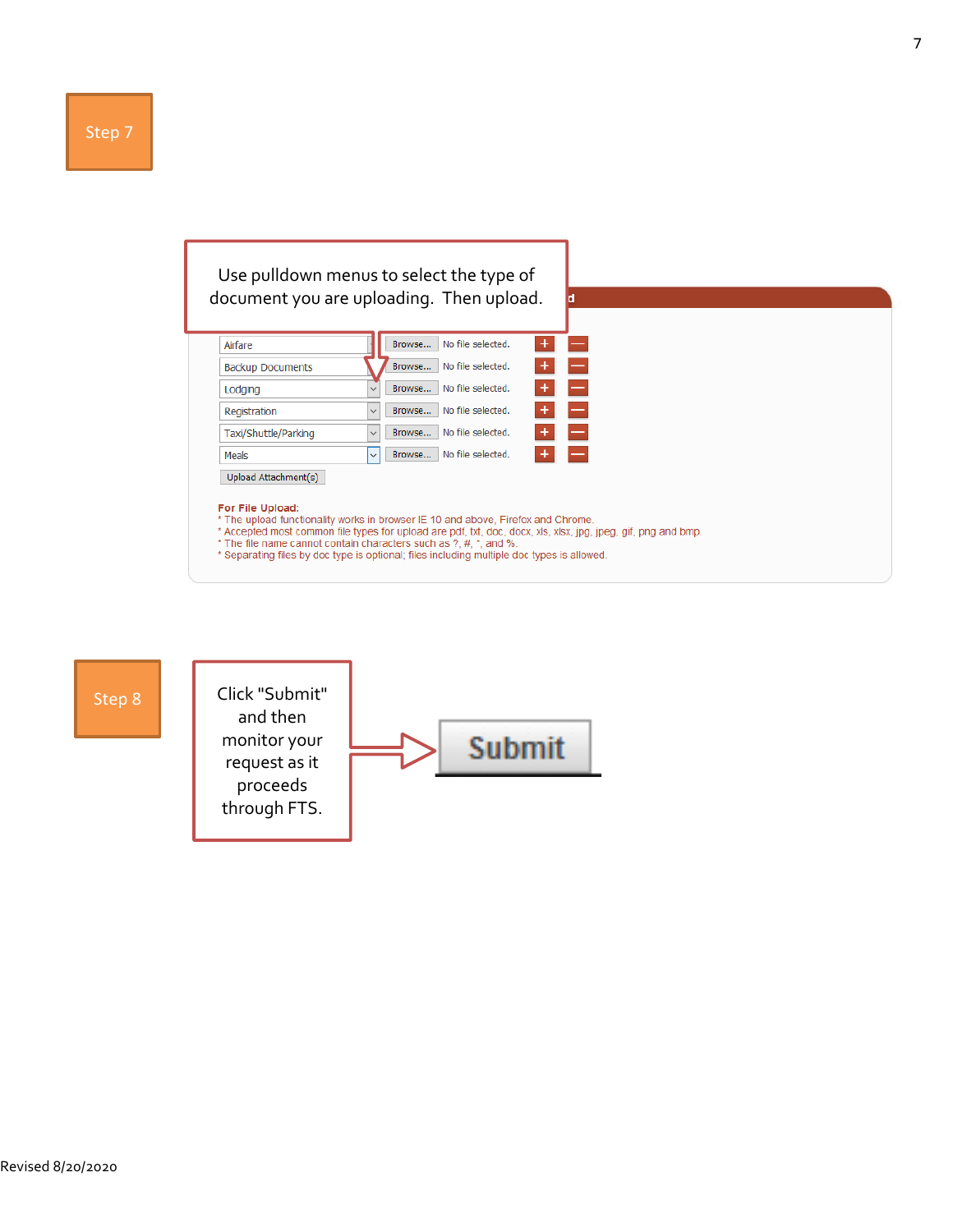## Step 7

Use pulldown menus to select the type of document you are uploading. Then upload.

Airfare — Browse... No file selected.

Backup Documents — Browse... No file selected.

Lodging — Browse... No file selected.

Registration — Browse... No file selected.

Taxi/Shuttle/Parking — Browse... No file selected.

Meals — Browse... No file selected.

Upload Attachment(s)

**For File Upload:**

- The upload functionality works in browser IE 10 and above, Firefox and Chrome.
- Accepted most common file types for upload are pdf, txt, doc, docx, xls, xlsx, jpg, jpeg, gif, png and bmp
- The file name cannot contain characters such as ?, #, *, and %.
- Separating files by doc type is optional; files including multiple doc types is allowed.

## Step 8

Click "Submit" and then monitor your request as it proceeds through FTS.

Submit

Revised 8/20/2020